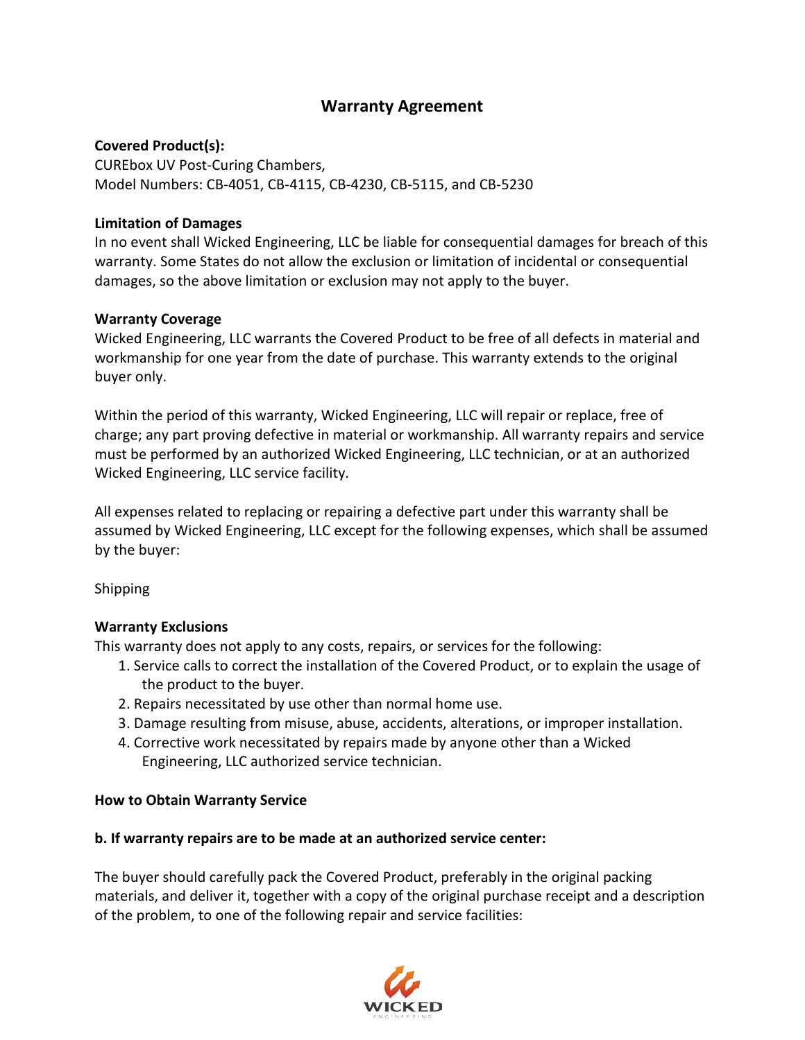# Warranty Agreement

**Covered Product(s):**
CUREbox UV Post-Curing Chambers,
Model Numbers: CB-4051, CB-4115, CB-4230, CB-5115, and CB-5230

**Limitation of Damages**
In no event shall Wicked Engineering, LLC be liable for consequential damages for breach of this warranty. Some States do not allow the exclusion or limitation of incidental or consequential damages, so the above limitation or exclusion may not apply to the buyer.

**Warranty Coverage**
Wicked Engineering, LLC warrants the Covered Product to be free of all defects in material and workmanship for one year from the date of purchase. This warranty extends to the original buyer only.

Within the period of this warranty, Wicked Engineering, LLC will repair or replace, free of charge; any part proving defective in material or workmanship. All warranty repairs and service must be performed by an authorized Wicked Engineering, LLC technician, or at an authorized Wicked Engineering, LLC service facility.

All expenses related to replacing or repairing a defective part under this warranty shall be assumed by Wicked Engineering, LLC except for the following expenses, which shall be assumed by the buyer:

Shipping

**Warranty Exclusions**
This warranty does not apply to any costs, repairs, or services for the following:

1. Service calls to correct the installation of the Covered Product, or to explain the usage of the product to the buyer.
2. Repairs necessitated by use other than normal home use.
3. Damage resulting from misuse, abuse, accidents, alterations, or improper installation.
4. Corrective work necessitated by repairs made by anyone other than a Wicked Engineering, LLC authorized service technician.

**How to Obtain Warranty Service**

**b. If warranty repairs are to be made at an authorized service center:**

The buyer should carefully pack the Covered Product, preferably in the original packing materials, and deliver it, together with a copy of the original purchase receipt and a description of the problem, to one of the following repair and service facilities: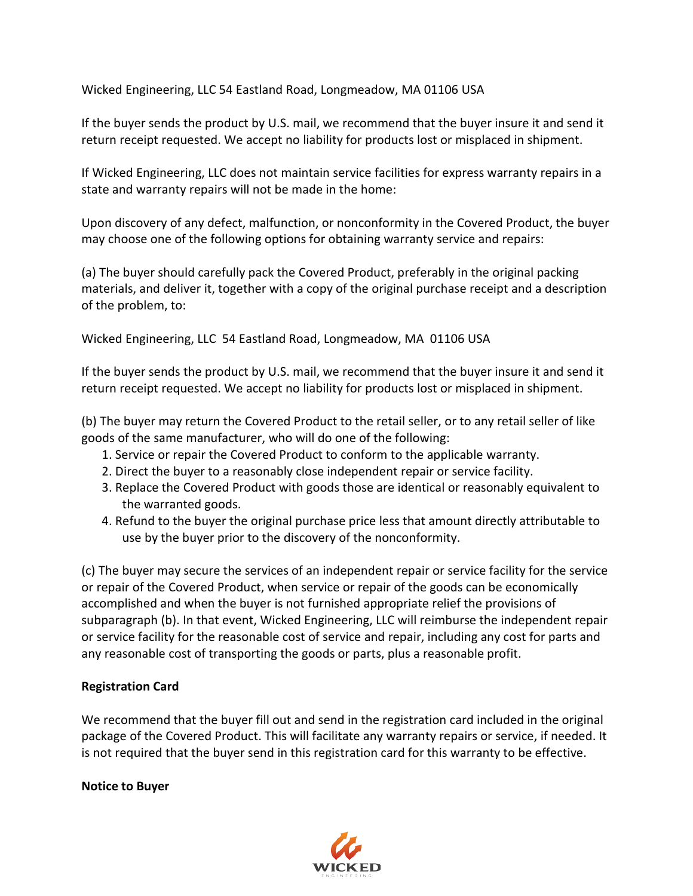Wicked Engineering, LLC 54 Eastland Road, Longmeadow, MA 01106 USA

If the buyer sends the product by U.S. mail, we recommend that the buyer insure it and send it return receipt requested. We accept no liability for products lost or misplaced in shipment.

If Wicked Engineering, LLC does not maintain service facilities for express warranty repairs in a state and warranty repairs will not be made in the home:

Upon discovery of any defect, malfunction, or nonconformity in the Covered Product, the buyer may choose one of the following options for obtaining warranty service and repairs:

(a) The buyer should carefully pack the Covered Product, preferably in the original packing materials, and deliver it, together with a copy of the original purchase receipt and a description of the problem, to:

Wicked Engineering, LLC 54 Eastland Road, Longmeadow, MA 01106 USA

If the buyer sends the product by U.S. mail, we recommend that the buyer insure it and send it return receipt requested. We accept no liability for products lost or misplaced in shipment.

(b) The buyer may return the Covered Product to the retail seller, or to any retail seller of like goods of the same manufacturer, who will do one of the following:

1. Service or repair the Covered Product to conform to the applicable warranty.
2. Direct the buyer to a reasonably close independent repair or service facility.
3. Replace the Covered Product with goods those are identical or reasonably equivalent to the warranted goods.
4. Refund to the buyer the original purchase price less that amount directly attributable to use by the buyer prior to the discovery of the nonconformity.

(c) The buyer may secure the services of an independent repair or service facility for the service or repair of the Covered Product, when service or repair of the goods can be economically accomplished and when the buyer is not furnished appropriate relief the provisions of subparagraph (b). In that event, Wicked Engineering, LLC will reimburse the independent repair or service facility for the reasonable cost of service and repair, including any cost for parts and any reasonable cost of transporting the goods or parts, plus a reasonable profit.

**Registration Card**

We recommend that the buyer fill out and send in the registration card included in the original package of the Covered Product. This will facilitate any warranty repairs or service, if needed. It is not required that the buyer send in this registration card for this warranty to be effective.

**Notice to Buyer**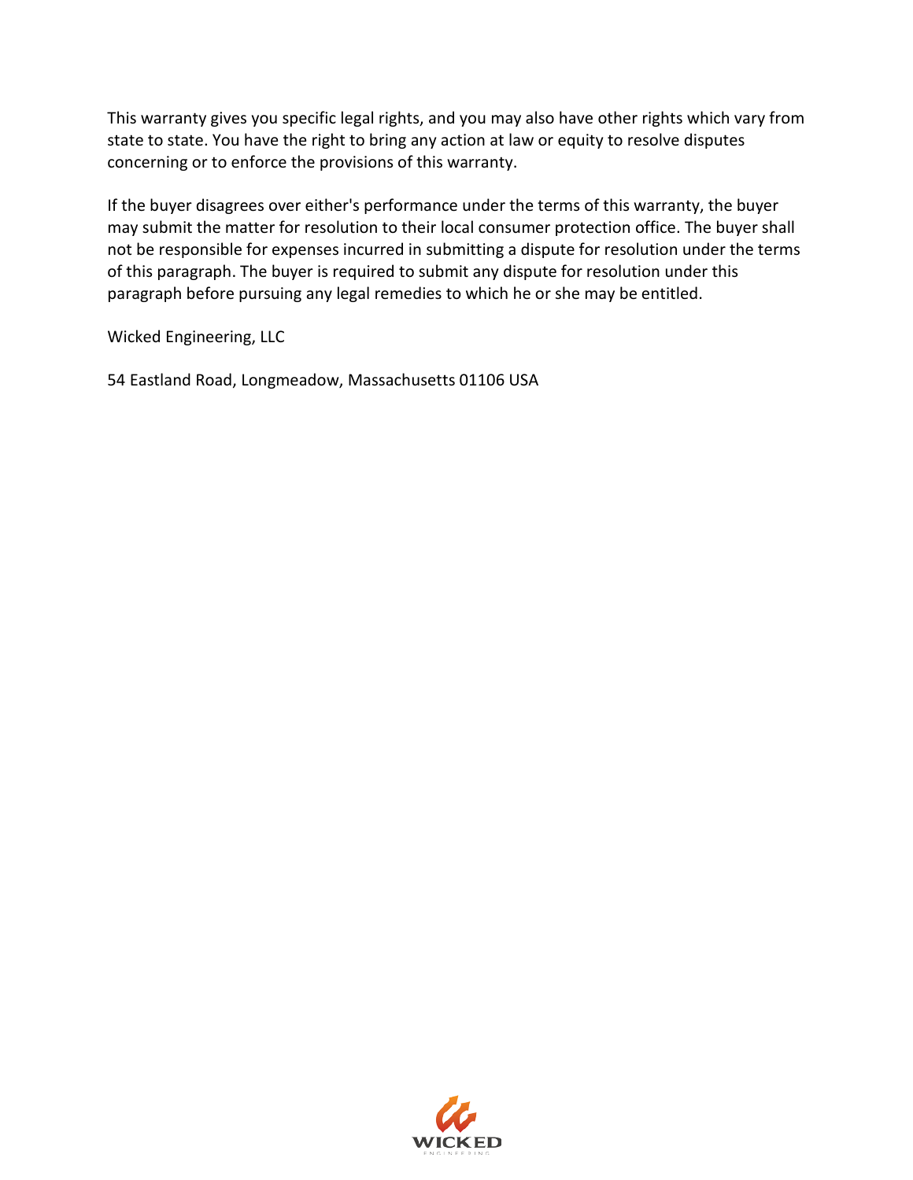This warranty gives you specific legal rights, and you may also have other rights which vary from state to state. You have the right to bring any action at law or equity to resolve disputes concerning or to enforce the provisions of this warranty.

If the buyer disagrees over either's performance under the terms of this warranty, the buyer may submit the matter for resolution to their local consumer protection office. The buyer shall not be responsible for expenses incurred in submitting a dispute for resolution under the terms of this paragraph. The buyer is required to submit any dispute for resolution under this paragraph before pursuing any legal remedies to which he or she may be entitled.

Wicked Engineering, LLC

54 Eastland Road, Longmeadow, Massachusetts 01106 USA